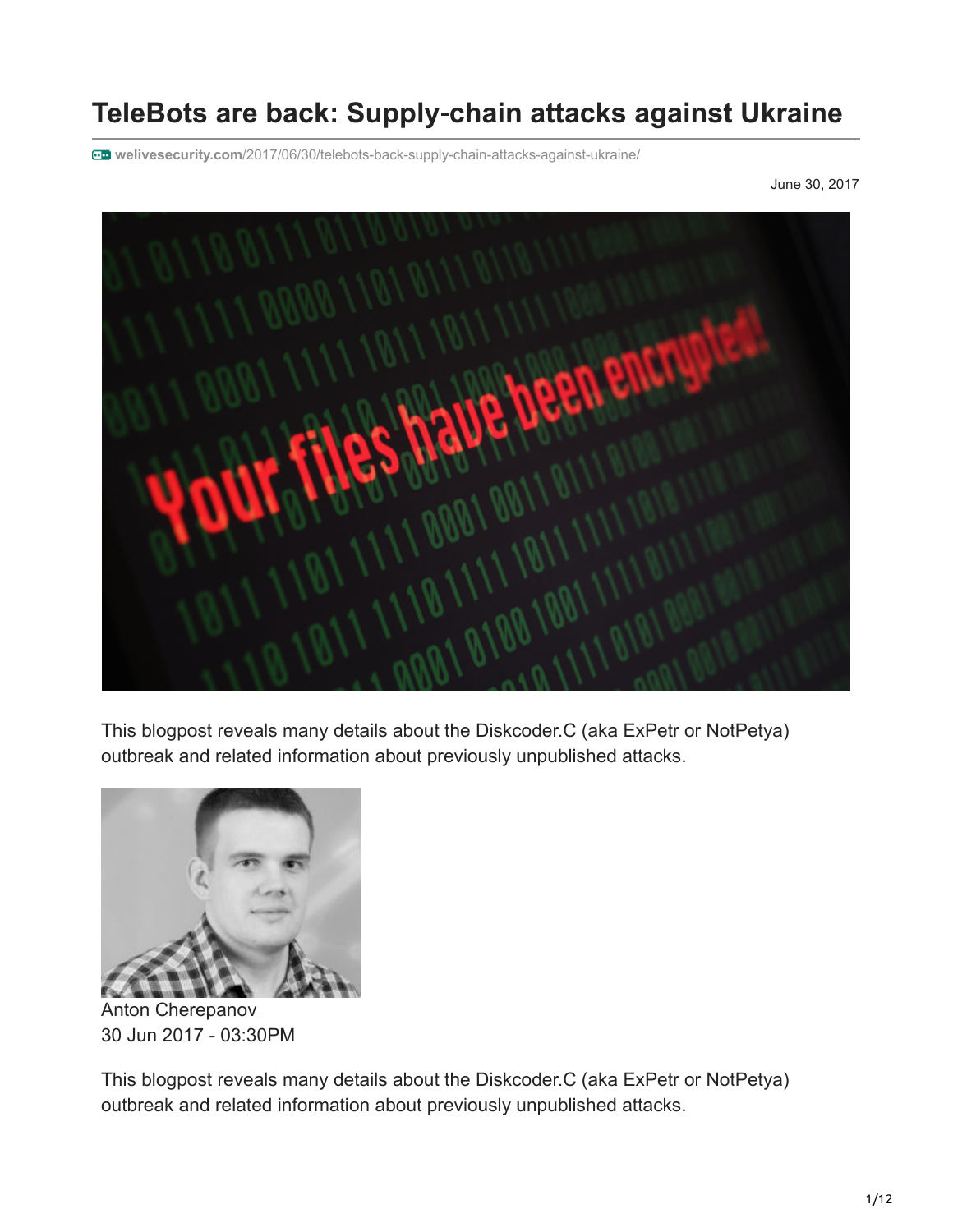# TeleBots are back: Supply-chain attacks against Ukraine

welivesecurity.com/2017/06/30/telebots-back-supply-chain-attacks-against-ukraine/

June 30, 2017

This blogpost reveals many details about the Diskcoder.C (aka ExPetr or NotPetya) outbreak and related information about previously unpublished attacks.

Anton Cherepanov

30 Jun 2017 - 03:30PM

This blogpost reveals many details about the Diskcoder.C (aka ExPetr or NotPetya) outbreak and related information about previously unpublished attacks.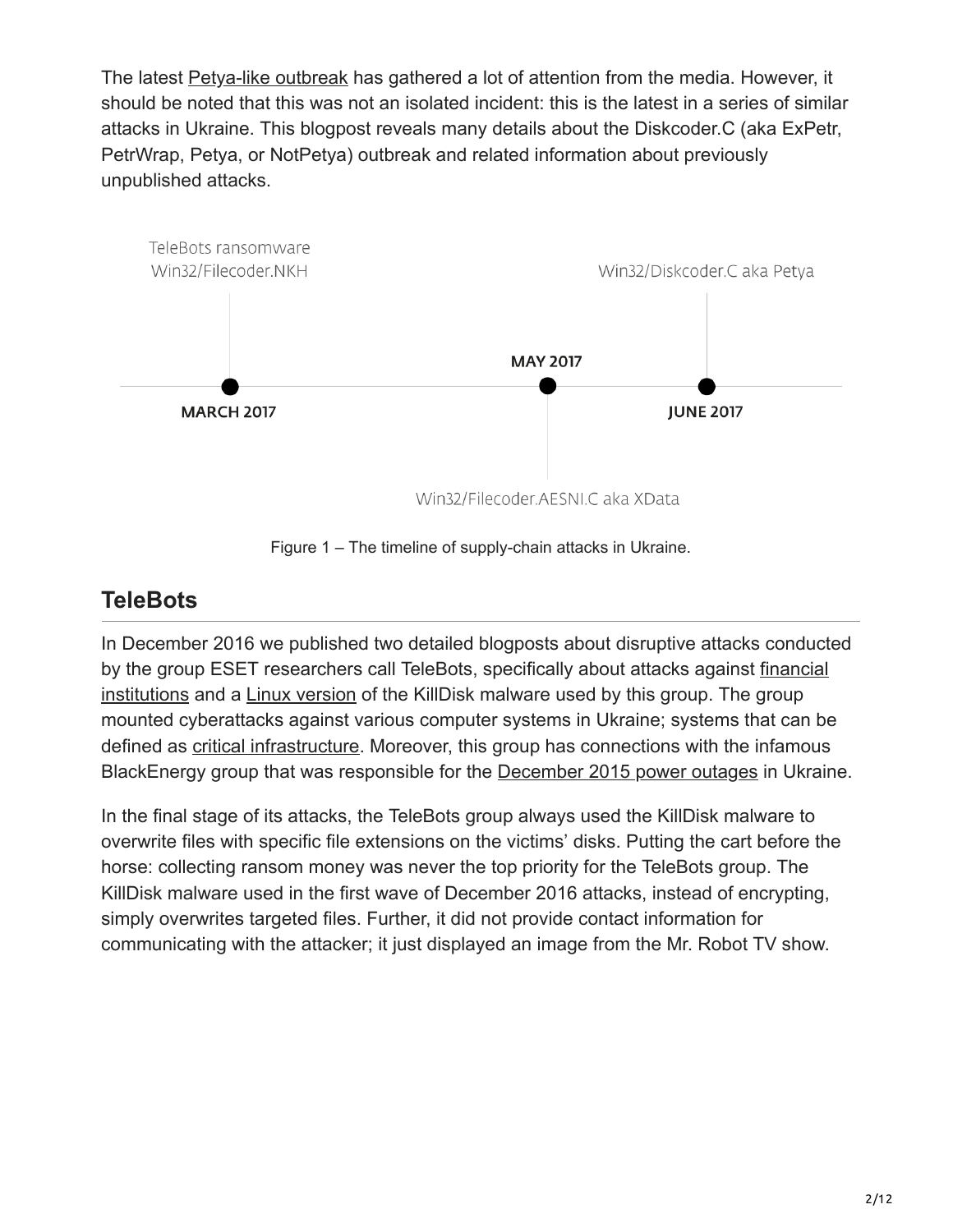The latest Petya-like outbreak has gathered a lot of attention from the media. However, it should be noted that this was not an isolated incident: this is the latest in a series of similar attacks in Ukraine. This blogpost reveals many details about the Diskcoder.C (aka ExPetr, PetrWrap, Petya, or NotPetya) outbreak and related information about previously unpublished attacks.

TeleBots ransomware Win32/Filecoder.NKH — MARCH 2017

Win32/Filecoder.AESNI.C aka XData — MAY 2017

Win32/Diskcoder.C aka Petya — JUNE 2017

Figure 1 – The timeline of supply-chain attacks in Ukraine.

## TeleBots

In December 2016 we published two detailed blogposts about disruptive attacks conducted by the group ESET researchers call TeleBots, specifically about attacks against financial institutions and a Linux version of the KillDisk malware used by this group. The group mounted cyberattacks against various computer systems in Ukraine; systems that can be defined as critical infrastructure. Moreover, this group has connections with the infamous BlackEnergy group that was responsible for the December 2015 power outages in Ukraine.

In the final stage of its attacks, the TeleBots group always used the KillDisk malware to overwrite files with specific file extensions on the victims' disks. Putting the cart before the horse: collecting ransom money was never the top priority for the TeleBots group. The KillDisk malware used in the first wave of December 2016 attacks, instead of encrypting, simply overwrites targeted files. Further, it did not provide contact information for communicating with the attacker; it just displayed an image from the Mr. Robot TV show.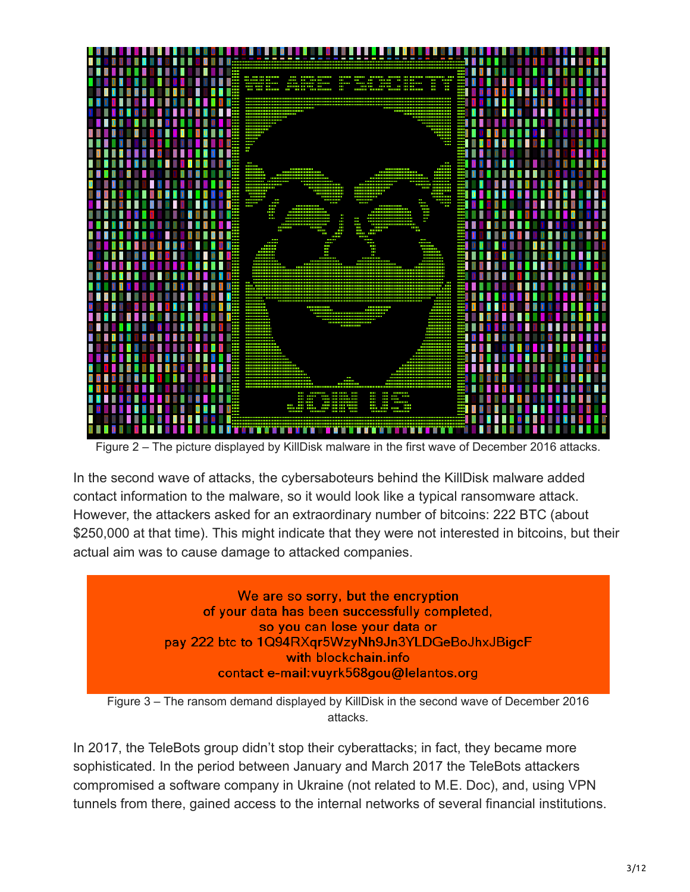Figure 2 – The picture displayed by KillDisk malware in the first wave of December 2016 attacks.

In the second wave of attacks, the cybersaboteurs behind the KillDisk malware added contact information to the malware, so it would look like a typical ransomware attack. However, the attackers asked for an extraordinary number of bitcoins: 222 BTC (about $250,000 at that time). This might indicate that they were not interested in bitcoins, but their actual aim was to cause damage to attacked companies.

We are so sorry, but the encryption
of your data has been successfully completed,
so you can lose your data or
pay 222 btc to 1Q94RXqr5WzyNh9Jn3YLDGeBoJhxJBigcF
with blockchain.info
contact e-mail:vuyrk568gou@lelantos.org

Figure 3 – The ransom demand displayed by KillDisk in the second wave of December 2016 attacks.

In 2017, the TeleBots group didn't stop their cyberattacks; in fact, they became more sophisticated. In the period between January and March 2017 the TeleBots attackers compromised a software company in Ukraine (not related to M.E. Doc), and, using VPN tunnels from there, gained access to the internal networks of several financial institutions.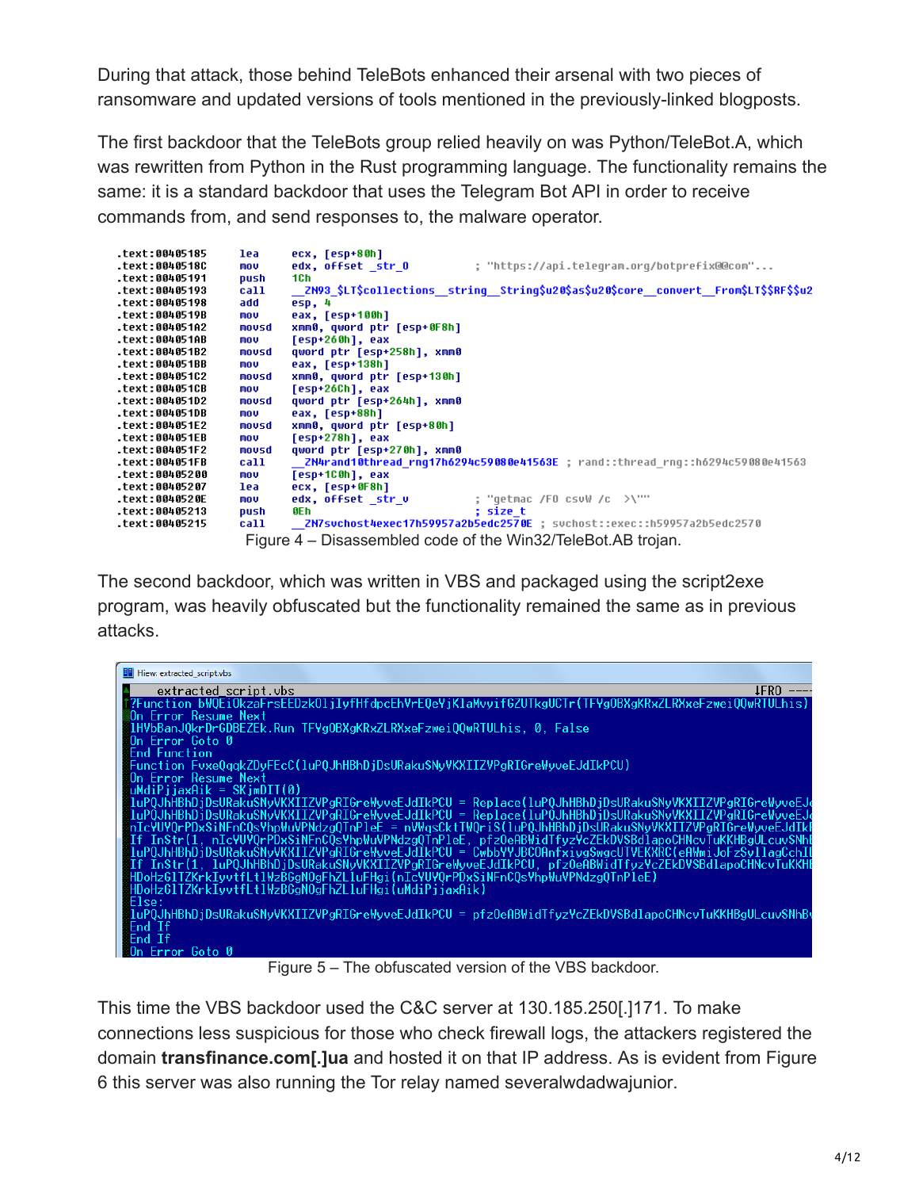During that attack, those behind TeleBots enhanced their arsenal with two pieces of ransomware and updated versions of tools mentioned in the previously-linked blogposts.

The first backdoor that the TeleBots group relied heavily on was Python/TeleBot.A, which was rewritten from Python in the Rust programming language. The functionality remains the same: it is a standard backdoor that uses the Telegram Bot API in order to receive commands from, and send responses to, the malware operator.

```
.text:00405185    lea     ecx, [esp+80h]
.text:0040518C    mov     edx, offset _str_0          ; "https://api.telegram.org/botprefix@@com"...
.text:00405191    push    1Ch
.text:00405193    call    __ZN93_$LT$collections__string__String$u20$as$u20$core__convert__From$LT$$RF$$u2
.text:00405198    add     esp, 4
.text:0040519B    mov     eax, [esp+100h]
.text:004051A2    movsd   xmm0, qword ptr [esp+0F8h]
.text:004051AB    mov     [esp+260h], eax
.text:004051B2    movsd   qword ptr [esp+258h], xmm0
.text:004051BB    mov     eax, [esp+138h]
.text:004051C2    movsd   xmm0, qword ptr [esp+130h]
.text:004051CB    mov     [esp+26Ch], eax
.text:004051D2    movsd   qword ptr [esp+264h], xmm0
.text:004051DB    mov     eax, [esp+88h]
.text:004051E2    movsd   xmm0, qword ptr [esp+80h]
.text:004051EB    mov     [esp+278h], eax
.text:004051F2    movsd   qword ptr [esp+270h], xmm0
.text:004051FB    call    __ZN4rand10thread_rng17h6294c59080e41563E ; rand::thread_rng::h6294c59080e41563
.text:00405200    mov     [esp+1C0h], eax
.text:00405207    lea     ecx, [esp+0F8h]
.text:0040520E    mov     edx, offset _str_v          ; "getmac /FO csvW /c  >\""
.text:00405213    push    0Eh                         ; size_t
.text:00405215    call    __ZN7svchost4exec17h59957a2b5edc2570E ; svchost::exec::h59957a2b5edc2570
```

Figure 4 – Disassembled code of the Win32/TeleBot.AB trojan.

The second backdoor, which was written in VBS and packaged using the script2exe program, was heavily obfuscated but the functionality remained the same as in previous attacks.

```
Hiew: extracted_script.vbs
    extracted_script.vbs                                                    ↓FRO ----
?Function bWQEiOkzaFrsEEDzkOljlyfHfdpcEhVrEQeYjKlaMvyifGZUTkgUCTr(TFYgOBXgKRxZLRXxeFzweiQQwRTULhis)
On Error Resume Next
1HVbBanJQkrDrGDBEZEk.Run TFYgOBXgKRxZLRXxeFzweiQQwRTULhis, 0, False
On Error Goto 0
End Function
Function FvxeQqqkZDyFEcC(luPQJhHBhDjDsURakuSNyVKXIIZVPgRIGreWyveEJdIkPCU)
On Error Resume Next
uMdiPjjaxAik = SKjmDIT(0)
luPQJhHBhDjDsURakuSNyVKXIIZVPgRIGreWyveEJdIkPCU = Replace(luPQJhHBhDjDsURakuSNyVKXIIZVPgRIGreWyveEJ
luPQJhHBhDjDsURakuSNyVKXIIZVPgRIGreWyveEJdIkPCU = Replace(luPQJhHBhDjDsURakuSNyVKXIIZVPgRIGreWyveEJ
nIcVUYQrPDxSiNFnCQsYhpWuVPNdzgQTnPleE = nWWqsCktTWQriS(luPQJhHBhDjDsURakuSNyVKXIIZVPgRIGreWyveEJdIkP
If InStr(1, nIcVUYQrPDxSiNFnCQsYhpWuVPNdzgQTnPleE, pfzOeABWidTfyzYcZEkDVSBdlapoCHNcvTuKKHBgULcuvSNhB
luPQJhHBhDjDsURakuSNyVKXIIZVPgRIGreWyveEJdIkPCU = CwbbYYJBCOAnfxivaSwgcUTVEKXRC(eAWmiJoFzSvllagCchII
If InStr(1, luPQJhHBhDjDsURakuSNyVKXIIZVPgRIGreWyveEJdIkPCU, pfzOeABWidTfyzYcZEkDVSBdlapoCHNcvTuKKHB
HDoHzGlTZKrkIyvtfLtlWzBGgNOgFhZLluFHgi(nIcVUYQrPDxSiNFnCQsYhpWuVPNdzgQTnPleE)
HDoHzGlTZKrkIyvtfLtlWzBGgNOgFhZLluFHgi(uMdiPjjaxAik)
Else:
luPQJhHBhDjDsURakuSNyVKXIIZVPgRIGreWyveEJdIkPCU = pfzOeABWidTfyzYcZEkDVSBdlapoCHNcvTuKKHBgULcuvSNhB
End If
End If
On Error Goto 0
```

Figure 5 – The obfuscated version of the VBS backdoor.

This time the VBS backdoor used the C&C server at 130.185.250[.]171. To make connections less suspicious for those who check firewall logs, the attackers registered the domain **transfinance.com[.]ua** and hosted it on that IP address. As is evident from Figure 6 this server was also running the Tor relay named severalwdadwajunior.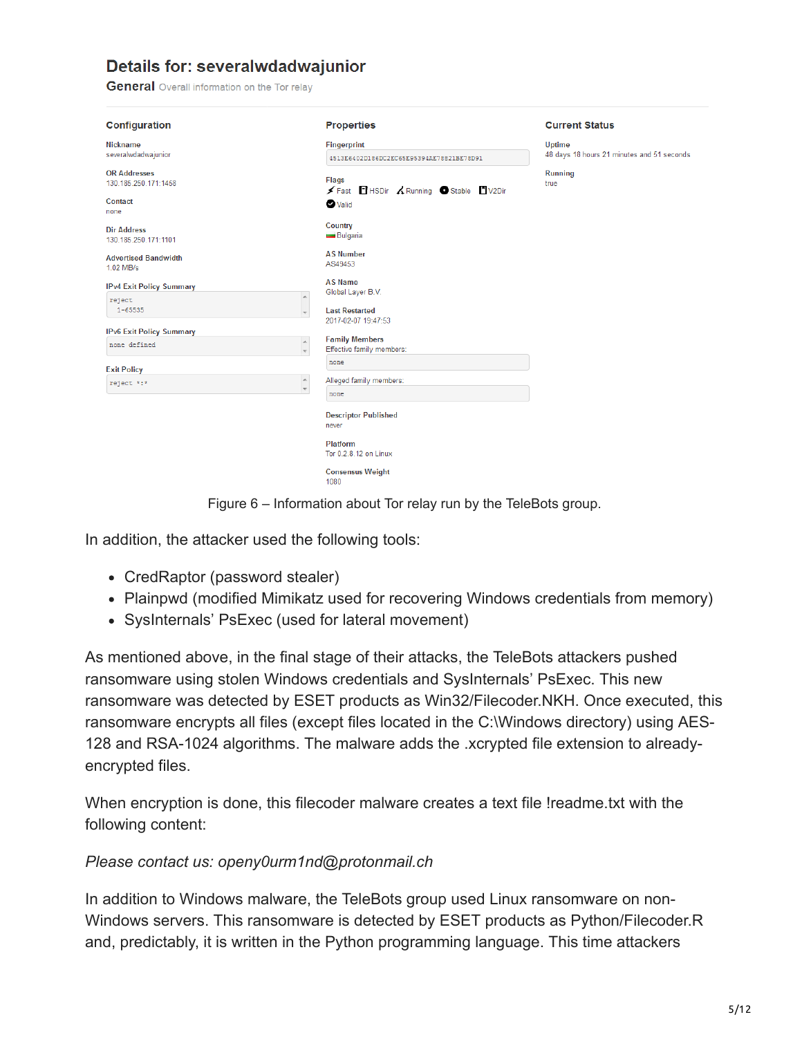## Details for: severalwdadwajunior

**General** Overall information on the Tor relay

**Configuration**

Nickname
severalwdadwajunior

OR Addresses
130.185.250.171:1458

Contact
none

Dir Address
130.185.250.171:1101

Advertised Bandwidth
1.02 MB/s

IPv4 Exit Policy Summary
```
reject
  1-65535
```

IPv6 Exit Policy Summary
```
none defined
```

Exit Policy
```
reject *:*
```

**Properties**

Fingerprint
4513E6402D186DC2EC65E95394AE78E21BE78D91

Flags
Fast HSDir Running Stable V2Dir Valid

Country
Bulgaria

AS Number
AS49453

AS Name
Global Layer B.V.

Last Restarted
2017-02-07 19:47:53

Family Members
Effective family members:
none

Alleged family members:
none

Descriptor Published
never

Platform
Tor 0.2.8.12 on Linux

Consensus Weight
1080

**Current Status**

Uptime
48 days 18 hours 21 minutes and 51 seconds

Running
true

Figure 6 – Information about Tor relay run by the TeleBots group.

In addition, the attacker used the following tools:

- CredRaptor (password stealer)
- Plainpwd (modified Mimikatz used for recovering Windows credentials from memory)
- SysInternals' PsExec (used for lateral movement)

As mentioned above, in the final stage of their attacks, the TeleBots attackers pushed ransomware using stolen Windows credentials and SysInternals' PsExec. This new ransomware was detected by ESET products as Win32/Filecoder.NKH. Once executed, this ransomware encrypts all files (except files located in the C:\Windows directory) using AES-128 and RSA-1024 algorithms. The malware adds the .xcrypted file extension to already-encrypted files.

When encryption is done, this filecoder malware creates a text file !readme.txt with the following content:

*Please contact us: openy0urm1nd@protonmail.ch*

In addition to Windows malware, the TeleBots group used Linux ransomware on non-Windows servers. This ransomware is detected by ESET products as Python/Filecoder.R and, predictably, it is written in the Python programming language. This time attackers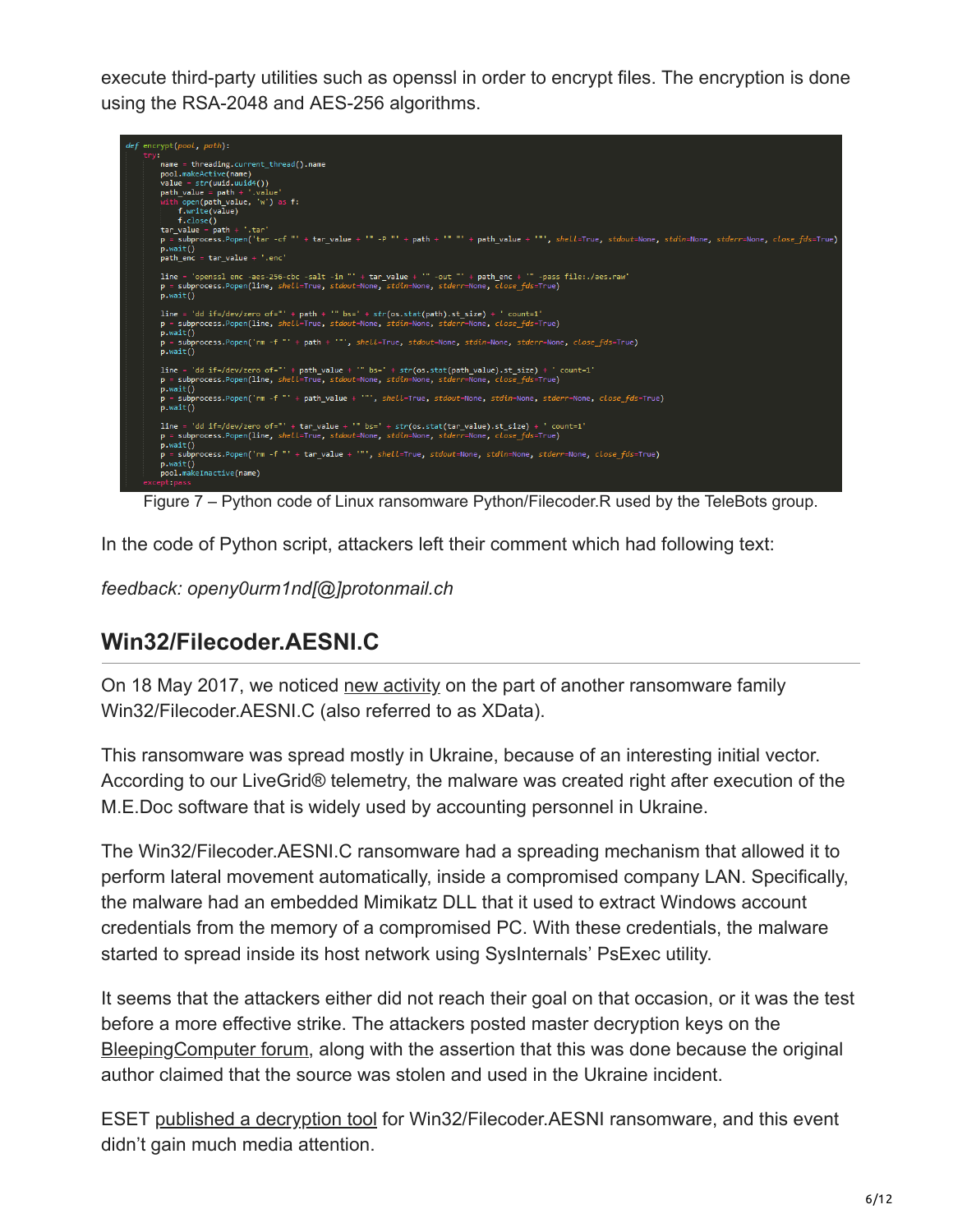execute third-party utilities such as openssl in order to encrypt files. The encryption is done using the RSA-2048 and AES-256 algorithms.

```
def encrypt(pool, path):
    try:
        name = threading.current_thread().name
        pool.makeActive(name)
        value = str(uuid.uuid4())
        path_value = path + '.value'
        with open(path_value, 'w') as f:
            f.write(value)
            f.close()
        tar_value = path + '.tar'
        p = subprocess.Popen('tar -cf "' + tar_value + '" -P "' + path + '" "' + path_value + '"', shell=True, stdout=None, stdin=None, stderr=None, close_fds=True)
        p.wait()
        path_enc = tar_value + '.enc'

        line = 'openssl enc -aes-256-cbc -salt -in "' + tar_value + '" -out "' + path_enc + '" -pass file:./aes.raw'
        p = subprocess.Popen(line, shell=True, stdout=None, stdin=None, stderr=None, close_fds=True)
        p.wait()

        line = 'dd if=/dev/zero of="' + path + '" bs=' + str(os.stat(path).st_size) + ' count=1'
        p = subprocess.Popen(line, shell=True, stdout=None, stdin=None, stderr=None, close_fds=True)
        p.wait()
        p = subprocess.Popen('rm -f "' + path + '"', shell=True, stdout=None, stdin=None, stderr=None, close_fds=True)
        p.wait()

        line = 'dd if=/dev/zero of="' + path_value + '" bs=' + str(os.stat(path_value).st_size) + ' count=1'
        p = subprocess.Popen(line, shell=True, stdout=None, stdin=None, stderr=None, close_fds=True)
        p.wait()
        p = subprocess.Popen('rm -f "' + path_value + '"', shell=True, stdout=None, stdin=None, stderr=None, close_fds=True)
        p.wait()

        line = 'dd if=/dev/zero of="' + tar_value + '" bs=' + str(os.stat(tar_value).st_size) + ' count=1'
        p = subprocess.Popen(line, shell=True, stdout=None, stdin=None, stderr=None, close_fds=True)
        p.wait()
        p = subprocess.Popen('rm -f "' + tar_value + '"', shell=True, stdout=None, stdin=None, stderr=None, close_fds=True)
        p.wait()
        pool.makeInactive(name)
    except:pass
```

Figure 7 – Python code of Linux ransomware Python/Filecoder.R used by the TeleBots group.

In the code of Python script, attackers left their comment which had following text:

*feedback: openy0urm1nd[@]protonmail.ch*

## Win32/Filecoder.AESNI.C

On 18 May 2017, we noticed new activity on the part of another ransomware family Win32/Filecoder.AESNI.C (also referred to as XData).

This ransomware was spread mostly in Ukraine, because of an interesting initial vector. According to our LiveGrid® telemetry, the malware was created right after execution of the M.E.Doc software that is widely used by accounting personnel in Ukraine.

The Win32/Filecoder.AESNI.C ransomware had a spreading mechanism that allowed it to perform lateral movement automatically, inside a compromised company LAN. Specifically, the malware had an embedded Mimikatz DLL that it used to extract Windows account credentials from the memory of a compromised PC. With these credentials, the malware started to spread inside its host network using SysInternals' PsExec utility.

It seems that the attackers either did not reach their goal on that occasion, or it was the test before a more effective strike. The attackers posted master decryption keys on the BleepingComputer forum, along with the assertion that this was done because the original author claimed that the source was stolen and used in the Ukraine incident.

ESET published a decryption tool for Win32/Filecoder.AESNI ransomware, and this event didn't gain much media attention.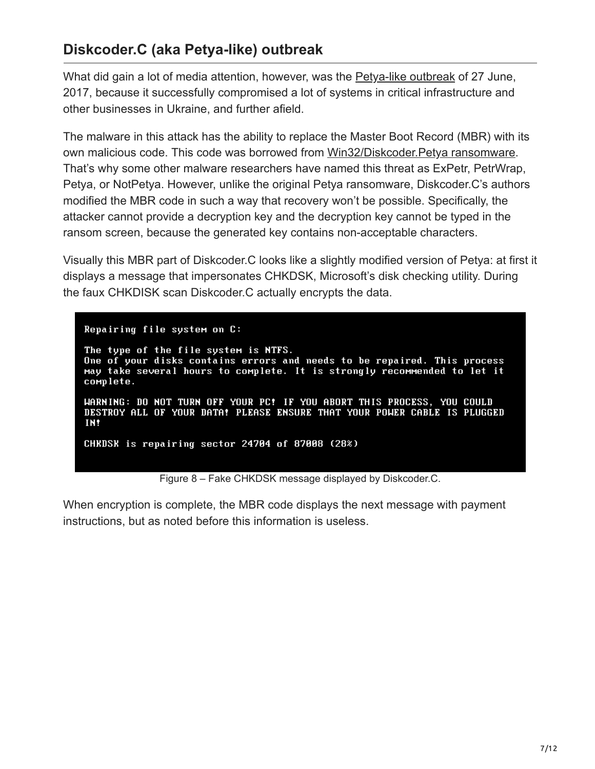## Diskcoder.C (aka Petya-like) outbreak

What did gain a lot of media attention, however, was the Petya-like outbreak of 27 June, 2017, because it successfully compromised a lot of systems in critical infrastructure and other businesses in Ukraine, and further afield.

The malware in this attack has the ability to replace the Master Boot Record (MBR) with its own malicious code. This code was borrowed from Win32/Diskcoder.Petya ransomware. That's why some other malware researchers have named this threat as ExPetr, PetrWrap, Petya, or NotPetya. However, unlike the original Petya ransomware, Diskcoder.C's authors modified the MBR code in such a way that recovery won't be possible. Specifically, the attacker cannot provide a decryption key and the decryption key cannot be typed in the ransom screen, because the generated key contains non-acceptable characters.

Visually this MBR part of Diskcoder.C looks like a slightly modified version of Petya: at first it displays a message that impersonates CHKDSK, Microsoft's disk checking utility. During the faux CHKDISK scan Diskcoder.C actually encrypts the data.

```
Repairing file system on C:

The type of the file system is NTFS.
One of your disks contains errors and needs to be repaired. This process
may take several hours to complete. It is strongly recommended to let it
complete.

WARNING: DO NOT TURN OFF YOUR PC! IF YOU ABORT THIS PROCESS, YOU COULD
DESTROY ALL OF YOUR DATA! PLEASE ENSURE THAT YOUR POWER CABLE IS PLUGGED
IN!

CHKDSK is repairing sector 24704 of 87008 (28%)
```

Figure 8 – Fake CHKDSK message displayed by Diskcoder.C.

When encryption is complete, the MBR code displays the next message with payment instructions, but as noted before this information is useless.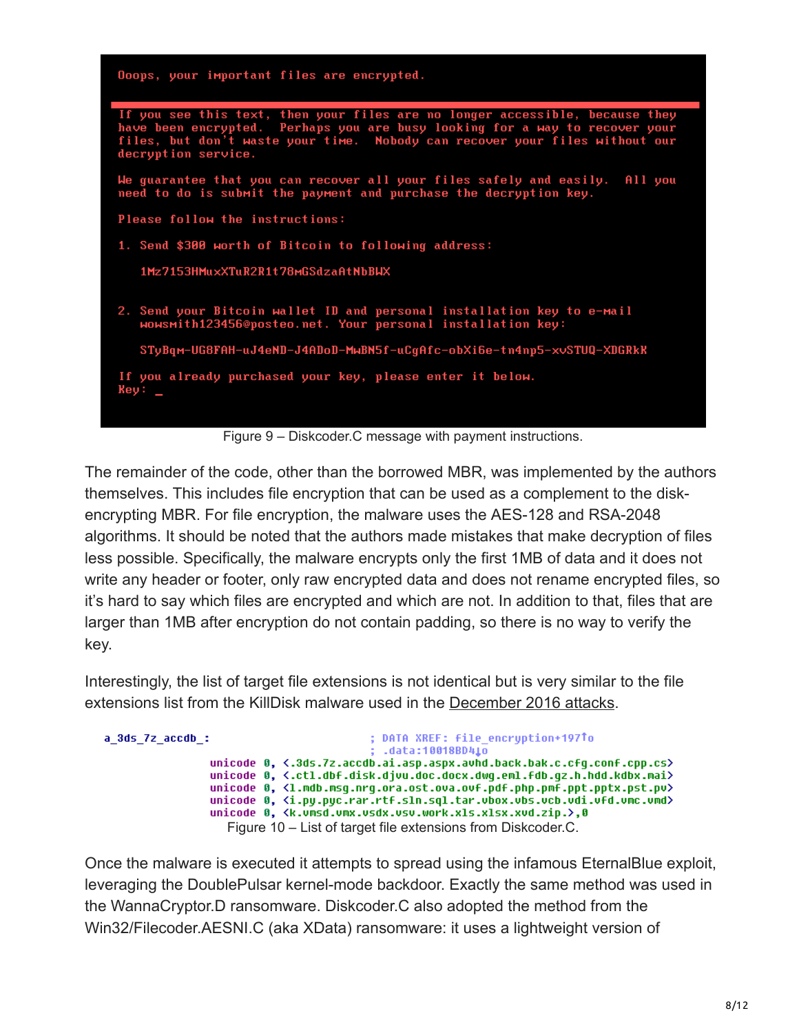```
Ooops, your important files are encrypted.

If you see this text, then your files are no longer accessible, because they
have been encrypted.  Perhaps you are busy looking for a way to recover your
files, but don't waste your time.  Nobody can recover your files without our
decryption service.

We guarantee that you can recover all your files safely and easily.  All you
need to do is submit the payment and purchase the decryption key.

Please follow the instructions:

1. Send $300 worth of Bitcoin to following address:

   1Mz7153HMuxXTuR2R1t78mGSdzaAtNbBWX

2. Send your Bitcoin wallet ID and personal installation key to e-mail
   wowsmith123456@posteo.net. Your personal installation key:

   STyBqm-UG8FAH-uJ4eND-J4ADoD-MwBN5f-uCgAfc-obXi6e-tn4np5-xvSTUQ-XDGRkK

If you already purchased your key, please enter it below.
Key: _
```

Figure 9 – Diskcoder.C message with payment instructions.

The remainder of the code, other than the borrowed MBR, was implemented by the authors themselves. This includes file encryption that can be used as a complement to the disk-encrypting MBR. For file encryption, the malware uses the AES-128 and RSA-2048 algorithms. It should be noted that the authors made mistakes that make decryption of files less possible. Specifically, the malware encrypts only the first 1MB of data and it does not write any header or footer, only raw encrypted data and does not rename encrypted files, so it's hard to say which files are encrypted and which are not. In addition to that, files that are larger than 1MB after encryption do not contain padding, so there is no way to verify the key.

Interestingly, the list of target file extensions is not identical but is very similar to the file extensions list from the KillDisk malware used in the December 2016 attacks.

```
a_3ds_7z_accdb_:                        ; DATA XREF: file_encryption+197↑o
                                        ; .data:10018BD4↓o
                unicode 0, <.3ds.7z.accdb.ai.asp.aspx.avhd.back.bak.c.cfg.conf.cpp.cs>
                unicode 0, <.ctl.dbf.disk.djvu.doc.docx.dwg.eml.fdb.gz.h.hdd.kdbx.mai>
                unicode 0, <l.mdb.msg.nrg.ora.ost.ova.ovf.pdf.php.pmf.ppt.pptx.pst.pv>
                unicode 0, <i.py.pyc.rar.rtf.sln.sql.tar.vbox.vbs.vcb.vdi.vfd.vmc.vmd>
                unicode 0, <k.vmsd.vmx.vsdx.vsv.work.xls.xlsx.xvd.zip.>,0
```

Figure 10 – List of target file extensions from Diskcoder.C.

Once the malware is executed it attempts to spread using the infamous EternalBlue exploit, leveraging the DoublePulsar kernel-mode backdoor. Exactly the same method was used in the WannaCryptor.D ransomware. Diskcoder.C also adopted the method from the Win32/Filecoder.AESNI.C (aka XData) ransomware: it uses a lightweight version of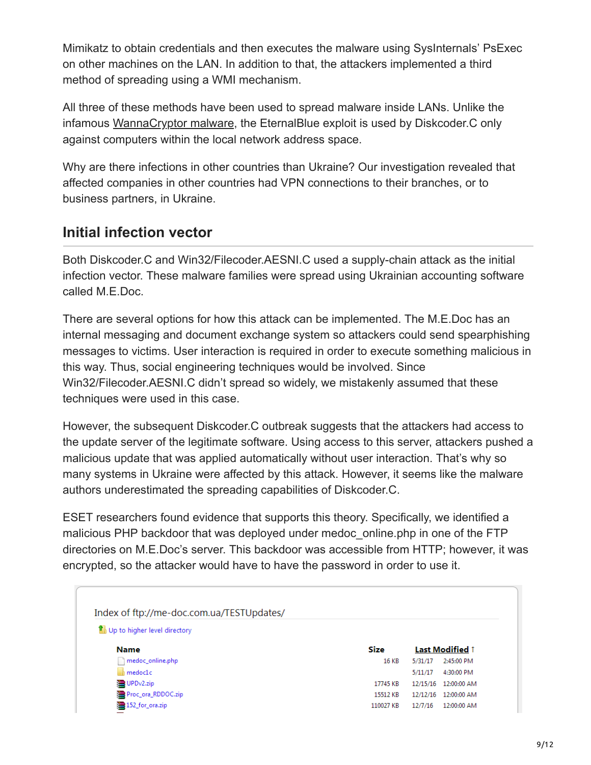Mimikatz to obtain credentials and then executes the malware using SysInternals' PsExec on other machines on the LAN. In addition to that, the attackers implemented a third method of spreading using a WMI mechanism.

All three of these methods have been used to spread malware inside LANs. Unlike the infamous WannaCryptor malware, the EternalBlue exploit is used by Diskcoder.C only against computers within the local network address space.

Why are there infections in other countries than Ukraine? Our investigation revealed that affected companies in other countries had VPN connections to their branches, or to business partners, in Ukraine.

## Initial infection vector

Both Diskcoder.C and Win32/Filecoder.AESNI.C used a supply-chain attack as the initial infection vector. These malware families were spread using Ukrainian accounting software called M.E.Doc.

There are several options for how this attack can be implemented. The M.E.Doc has an internal messaging and document exchange system so attackers could send spearphishing messages to victims. User interaction is required in order to execute something malicious in this way. Thus, social engineering techniques would be involved. Since Win32/Filecoder.AESNI.C didn't spread so widely, we mistakenly assumed that these techniques were used in this case.

However, the subsequent Diskcoder.C outbreak suggests that the attackers had access to the update server of the legitimate software. Using access to this server, attackers pushed a malicious update that was applied automatically without user interaction. That's why so many systems in Ukraine were affected by this attack. However, it seems like the malware authors underestimated the spreading capabilities of Diskcoder.C.

ESET researchers found evidence that supports this theory. Specifically, we identified a malicious PHP backdoor that was deployed under medoc_online.php in one of the FTP directories on M.E.Doc's server. This backdoor was accessible from HTTP; however, it was encrypted, so the attacker would have to have the password in order to use it.

Index of ftp://me-doc.com.ua/TESTUpdates/

Up to higher level directory

| Name | Size | Last Modified |
|---|---|---|
| medoc_online.php | 16 KB | 5/31/17 2:45:00 PM |
| medoc1c | | 5/11/17 4:30:00 PM |
| UPDv2.zip | 17745 KB | 12/15/16 12:00:00 AM |
| Proc_ora_RDDOC.zip | 15512 KB | 12/12/16 12:00:00 AM |
| 152_for_ora.zip | 110027 KB | 12/7/16 12:00:00 AM |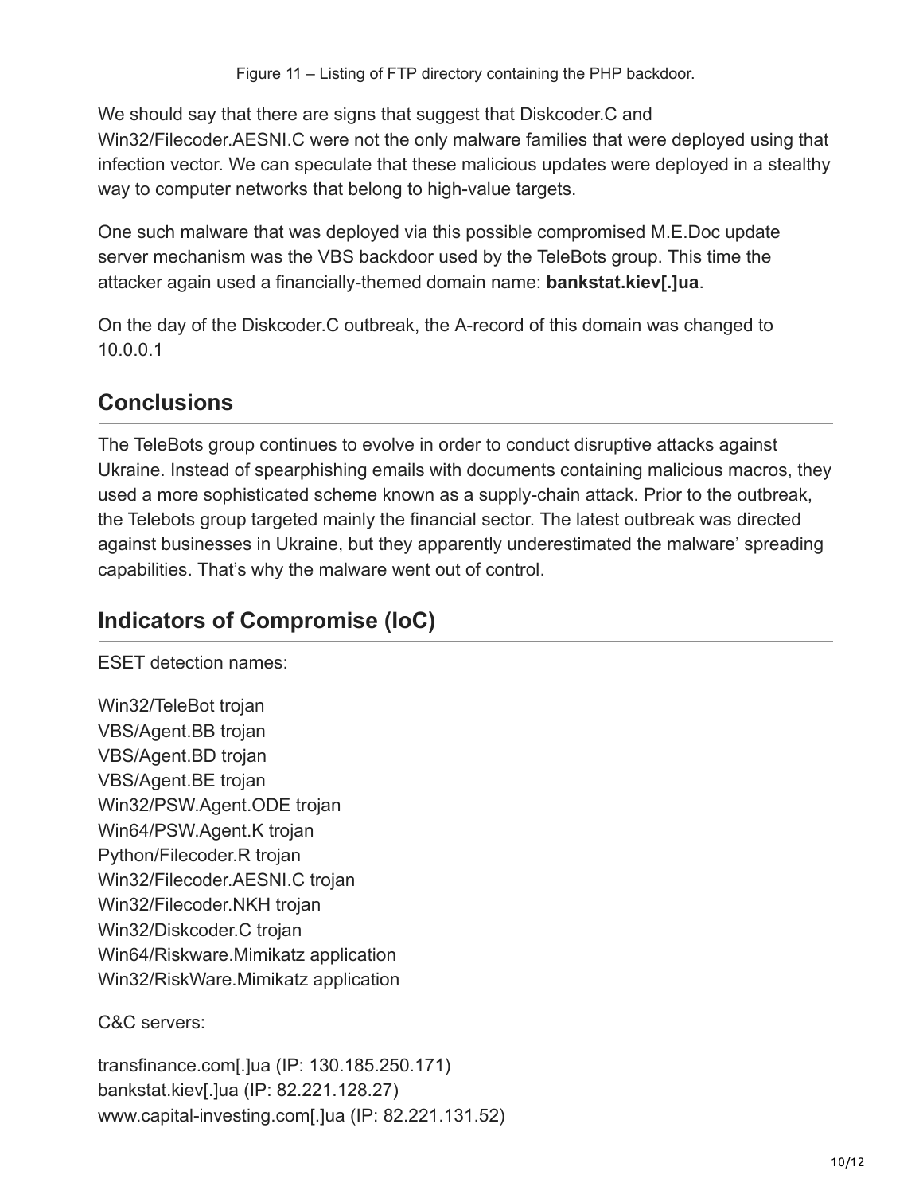Figure 11 – Listing of FTP directory containing the PHP backdoor.

We should say that there are signs that suggest that Diskcoder.C and Win32/Filecoder.AESNI.C were not the only malware families that were deployed using that infection vector. We can speculate that these malicious updates were deployed in a stealthy way to computer networks that belong to high-value targets.

One such malware that was deployed via this possible compromised M.E.Doc update server mechanism was the VBS backdoor used by the TeleBots group. This time the attacker again used a financially-themed domain name: **bankstat.kiev[.]ua**.

On the day of the Diskcoder.C outbreak, the A-record of this domain was changed to 10.0.0.1

## Conclusions

The TeleBots group continues to evolve in order to conduct disruptive attacks against Ukraine. Instead of spearphishing emails with documents containing malicious macros, they used a more sophisticated scheme known as a supply-chain attack. Prior to the outbreak, the Telebots group targeted mainly the financial sector. The latest outbreak was directed against businesses in Ukraine, but they apparently underestimated the malware' spreading capabilities. That's why the malware went out of control.

## Indicators of Compromise (IoC)

ESET detection names:

Win32/TeleBot trojan
VBS/Agent.BB trojan
VBS/Agent.BD trojan
VBS/Agent.BE trojan
Win32/PSW.Agent.ODE trojan
Win64/PSW.Agent.K trojan
Python/Filecoder.R trojan
Win32/Filecoder.AESNI.C trojan
Win32/Filecoder.NKH trojan
Win32/Diskcoder.C trojan
Win64/Riskware.Mimikatz application
Win32/RiskWare.Mimikatz application

C&C servers:

transfinance.com[.]ua (IP: 130.185.250.171)
bankstat.kiev[.]ua (IP: 82.221.128.27)
www.capital-investing.com[.]ua (IP: 82.221.131.52)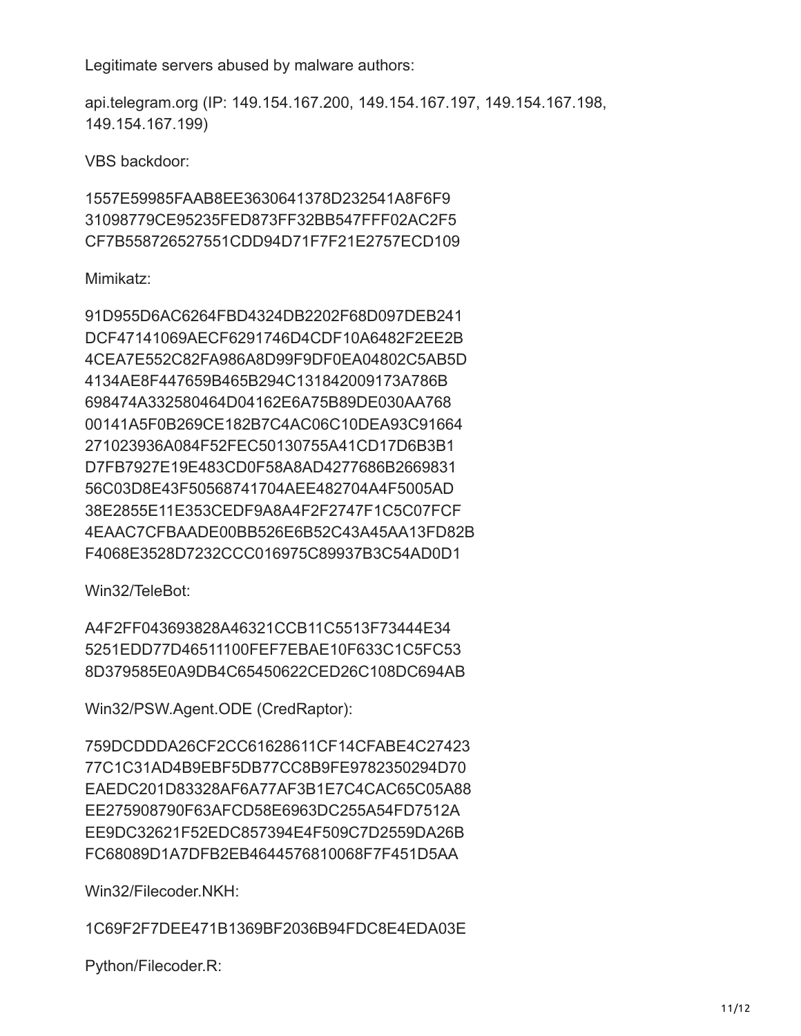Legitimate servers abused by malware authors:

api.telegram.org (IP: 149.154.167.200, 149.154.167.197, 149.154.167.198, 149.154.167.199)

VBS backdoor:

1557E59985FAAB8EE3630641378D232541A8F6F9
31098779CE95235FED873FF32BB547FFF02AC2F5
CF7B558726527551CDD94D71F7F21E2757ECD109

Mimikatz:

91D955D6AC6264FBD4324DB2202F68D097DEB241
DCF47141069AECF6291746D4CDF10A6482F2EE2B
4CEA7E552C82FA986A8D99F9DF0EA04802C5AB5D
4134AE8F447659B465B294C131842009173A786B
698474A332580464D04162E6A75B89DE030AA768
00141A5F0B269CE182B7C4AC06C10DEA93C91664
271023936A084F52FEC50130755A41CD17D6B3B1
D7FB7927E19E483CD0F58A8AD4277686B2669831
56C03D8E43F50568741704AEE482704A4F5005AD
38E2855E11E353CEDF9A8A4F2F2747F1C5C07FCF
4EAAC7CFBAADE00BB526E6B52C43A45AA13FD82B
F4068E3528D7232CCC016975C89937B3C54AD0D1

Win32/TeleBot:

A4F2FF043693828A46321CCB11C5513F73444E34
5251EDD77D46511100FEF7EBAE10F633C1C5FC53
8D379585E0A9DB4C65450622CED26C108DC694AB

Win32/PSW.Agent.ODE (CredRaptor):

759DCDDDA26CF2CC61628611CF14CFABE4C27423
77C1C31AD4B9EBF5DB77CC8B9FE9782350294D70
EAEDC201D83328AF6A77AF3B1E7C4CAC65C05A88
EE275908790F63AFCD58E6963DC255A54FD7512A
EE9DC32621F52EDC857394E4F509C7D2559DA26B
FC68089D1A7DFB2EB4644576810068F7F451D5AA

Win32/Filecoder.NKH:

1C69F2F7DEE471B1369BF2036B94FDC8E4EDA03E

Python/Filecoder.R: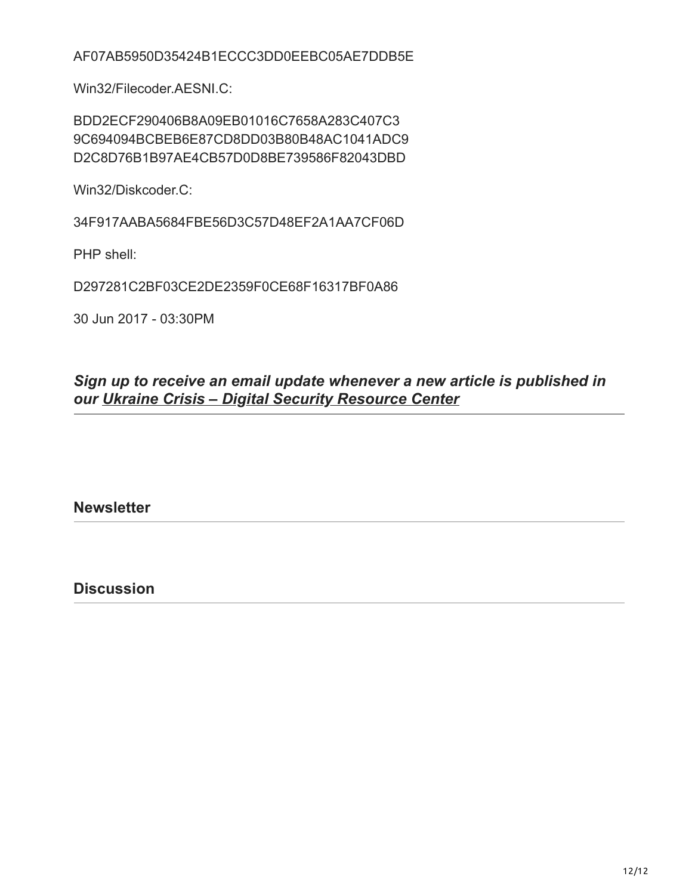AF07AB5950D35424B1ECCC3DD0EEBC05AE7DDB5E

Win32/Filecoder.AESNI.C:

BDD2ECF290406B8A09EB01016C7658A283C407C3
9C694094BCBEB6E87CD8DD03B80B48AC1041ADC9
D2C8D76B1B97AE4CB57D0D8BE739586F82043DBD

Win32/Diskcoder.C:

34F917AABA5684FBE56D3C57D48EF2A1AA7CF06D

PHP shell:

D297281C2BF03CE2DE2359F0CE68F16317BF0A86

30 Jun 2017 - 03:30PM

***Sign up to receive an email update whenever a new article is published in our Ukraine Crisis – Digital Security Resource Center***

**Newsletter**

**Discussion**